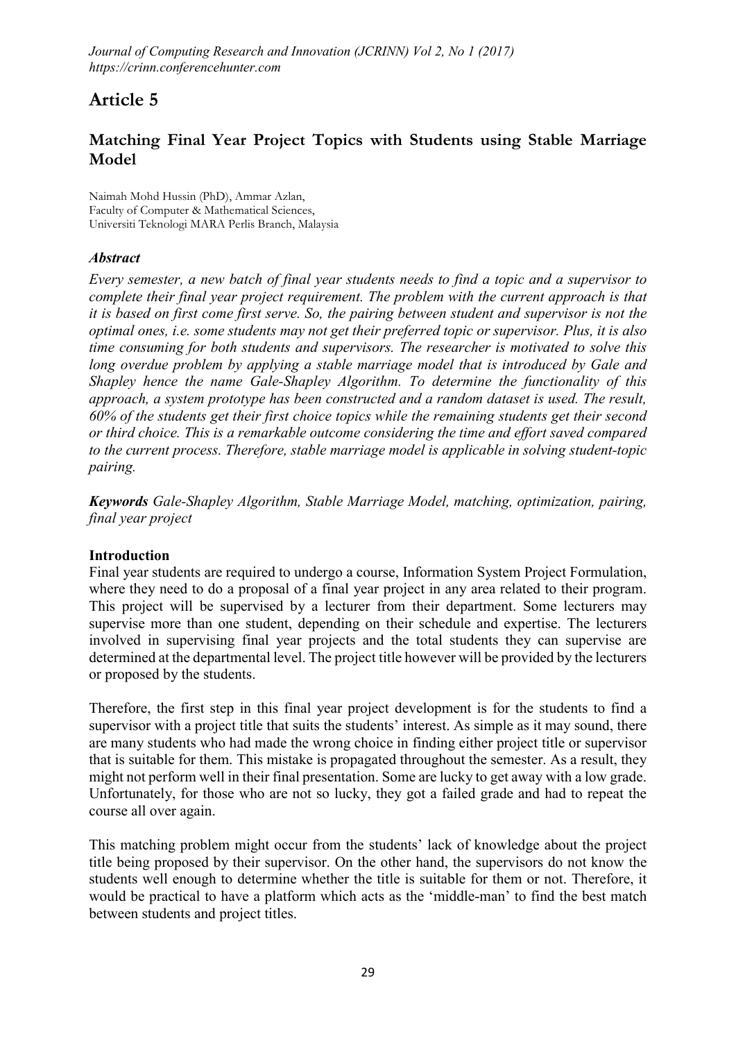# Article 5

## Matching Final Year Project Topics with Students using Stable Marriage Model

Naimah Mohd Hussin (PhD), Ammar Azlan,
Faculty of Computer & Mathematical Sciences,
Universiti Teknologi MARA Perlis Branch, Malaysia

### *Abstract*

*Every semester, a new batch of final year students needs to find a topic and a supervisor to complete their final year project requirement. The problem with the current approach is that it is based on first come first serve. So, the pairing between student and supervisor is not the optimal ones, i.e. some students may not get their preferred topic or supervisor. Plus, it is also time consuming for both students and supervisors. The researcher is motivated to solve this long overdue problem by applying a stable marriage model that is introduced by Gale and Shapley hence the name Gale-Shapley Algorithm. To determine the functionality of this approach, a system prototype has been constructed and a random dataset is used. The result, 60% of the students get their first choice topics while the remaining students get their second or third choice. This is a remarkable outcome considering the time and effort saved compared to the current process. Therefore, stable marriage model is applicable in solving student-topic pairing.*

***Keywords*** *Gale-Shapley Algorithm, Stable Marriage Model, matching, optimization, pairing, final year project*

### Introduction

Final year students are required to undergo a course, Information System Project Formulation, where they need to do a proposal of a final year project in any area related to their program. This project will be supervised by a lecturer from their department. Some lecturers may supervise more than one student, depending on their schedule and expertise. The lecturers involved in supervising final year projects and the total students they can supervise are determined at the departmental level. The project title however will be provided by the lecturers or proposed by the students.

Therefore, the first step in this final year project development is for the students to find a supervisor with a project title that suits the students' interest. As simple as it may sound, there are many students who had made the wrong choice in finding either project title or supervisor that is suitable for them. This mistake is propagated throughout the semester. As a result, they might not perform well in their final presentation. Some are lucky to get away with a low grade. Unfortunately, for those who are not so lucky, they got a failed grade and had to repeat the course all over again.

This matching problem might occur from the students' lack of knowledge about the project title being proposed by their supervisor. On the other hand, the supervisors do not know the students well enough to determine whether the title is suitable for them or not. Therefore, it would be practical to have a platform which acts as the 'middle-man' to find the best match between students and project titles.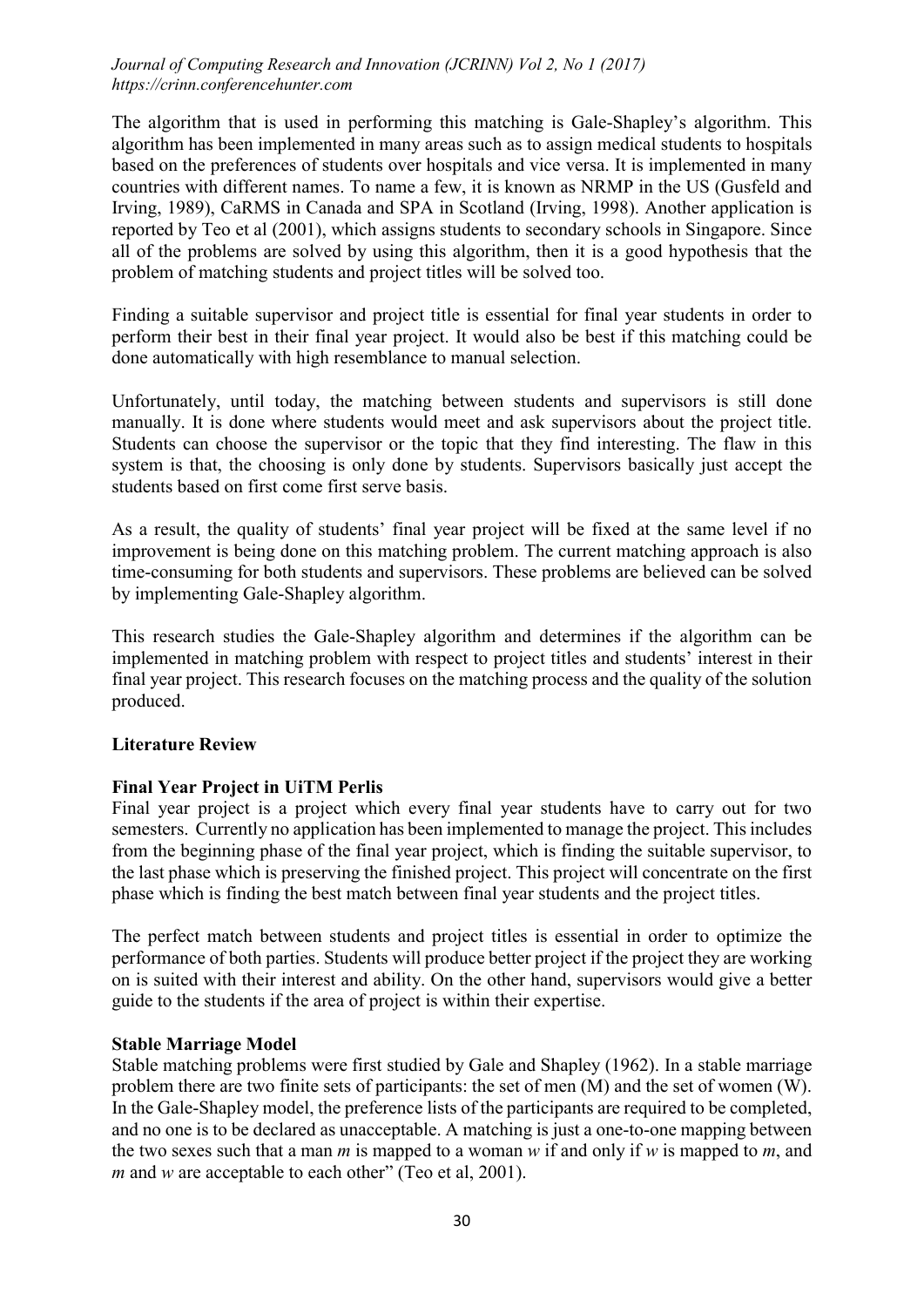The algorithm that is used in performing this matching is Gale-Shapley's algorithm. This algorithm has been implemented in many areas such as to assign medical students to hospitals based on the preferences of students over hospitals and vice versa. It is implemented in many countries with different names. To name a few, it is known as NRMP in the US (Gusfeld and Irving, 1989), CaRMS in Canada and SPA in Scotland (Irving, 1998). Another application is reported by Teo et al (2001), which assigns students to secondary schools in Singapore. Since all of the problems are solved by using this algorithm, then it is a good hypothesis that the problem of matching students and project titles will be solved too.

Finding a suitable supervisor and project title is essential for final year students in order to perform their best in their final year project. It would also be best if this matching could be done automatically with high resemblance to manual selection.

Unfortunately, until today, the matching between students and supervisors is still done manually. It is done where students would meet and ask supervisors about the project title. Students can choose the supervisor or the topic that they find interesting. The flaw in this system is that, the choosing is only done by students. Supervisors basically just accept the students based on first come first serve basis.

As a result, the quality of students' final year project will be fixed at the same level if no improvement is being done on this matching problem. The current matching approach is also time-consuming for both students and supervisors. These problems are believed can be solved by implementing Gale-Shapley algorithm.

This research studies the Gale-Shapley algorithm and determines if the algorithm can be implemented in matching problem with respect to project titles and students' interest in their final year project. This research focuses on the matching process and the quality of the solution produced.

## Literature Review

### Final Year Project in UiTM Perlis

Final year project is a project which every final year students have to carry out for two semesters. Currently no application has been implemented to manage the project. This includes from the beginning phase of the final year project, which is finding the suitable supervisor, to the last phase which is preserving the finished project. This project will concentrate on the first phase which is finding the best match between final year students and the project titles.

The perfect match between students and project titles is essential in order to optimize the performance of both parties. Students will produce better project if the project they are working on is suited with their interest and ability. On the other hand, supervisors would give a better guide to the students if the area of project is within their expertise.

### Stable Marriage Model

Stable matching problems were first studied by Gale and Shapley (1962). In a stable marriage problem there are two finite sets of participants: the set of men (M) and the set of women (W). In the Gale-Shapley model, the preference lists of the participants are required to be completed, and no one is to be declared as unacceptable. A matching is just a one-to-one mapping between the two sexes such that a man *m* is mapped to a woman *w* if and only if *w* is mapped to *m*, and *m* and *w* are acceptable to each other" (Teo et al, 2001).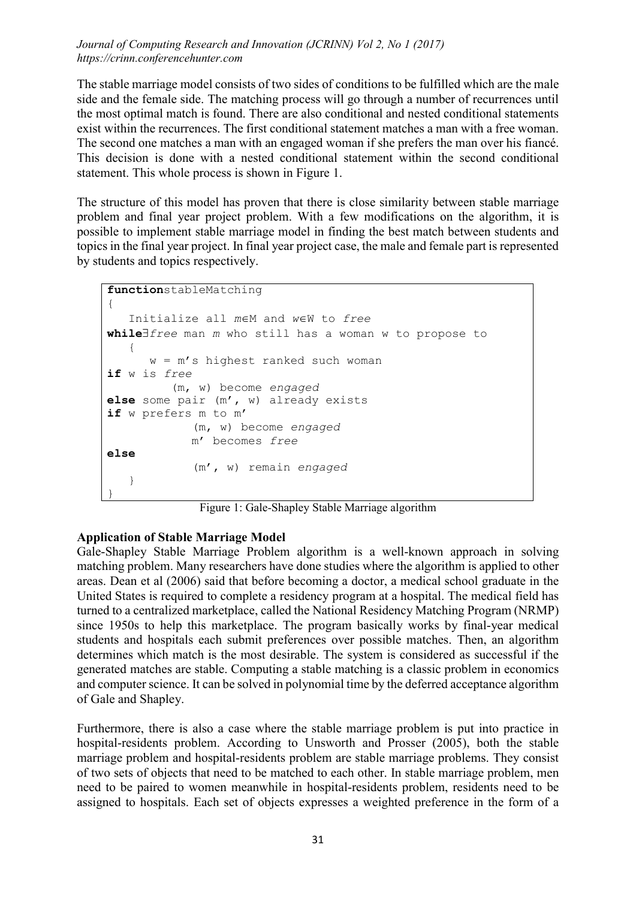The stable marriage model consists of two sides of conditions to be fulfilled which are the male side and the female side. The matching process will go through a number of recurrences until the most optimal match is found. There are also conditional and nested conditional statements exist within the recurrences. The first conditional statement matches a man with a free woman. The second one matches a man with an engaged woman if she prefers the man over his fiancé. This decision is done with a nested conditional statement within the second conditional statement. This whole process is shown in Figure 1.

The structure of this model has proven that there is close similarity between stable marriage problem and final year project problem. With a few modifications on the algorithm, it is possible to implement stable marriage model in finding the best match between students and topics in the final year project. In final year project case, the male and female part is represented by students and topics respectively.

```
functionstableMatching
{
   Initialize all m∈M and w∈W to free
while∃free man m who still has a woman w to propose to
   {
      w = m’s highest ranked such woman
if w is free
         (m, w) become engaged
else some pair (m’, w) already exists
if w prefers m to m’
            (m, w) become engaged
            m’ becomes free
else
            (m’, w) remain engaged
   }
}
```

Figure 1: Gale-Shapley Stable Marriage algorithm

**Application of Stable Marriage Model**

Gale-Shapley Stable Marriage Problem algorithm is a well-known approach in solving matching problem. Many researchers have done studies where the algorithm is applied to other areas. Dean et al (2006) said that before becoming a doctor, a medical school graduate in the United States is required to complete a residency program at a hospital. The medical field has turned to a centralized marketplace, called the National Residency Matching Program (NRMP) since 1950s to help this marketplace. The program basically works by final-year medical students and hospitals each submit preferences over possible matches. Then, an algorithm determines which match is the most desirable. The system is considered as successful if the generated matches are stable. Computing a stable matching is a classic problem in economics and computer science. It can be solved in polynomial time by the deferred acceptance algorithm of Gale and Shapley.

Furthermore, there is also a case where the stable marriage problem is put into practice in hospital-residents problem. According to Unsworth and Prosser (2005), both the stable marriage problem and hospital-residents problem are stable marriage problems. They consist of two sets of objects that need to be matched to each other. In stable marriage problem, men need to be paired to women meanwhile in hospital-residents problem, residents need to be assigned to hospitals. Each set of objects expresses a weighted preference in the form of a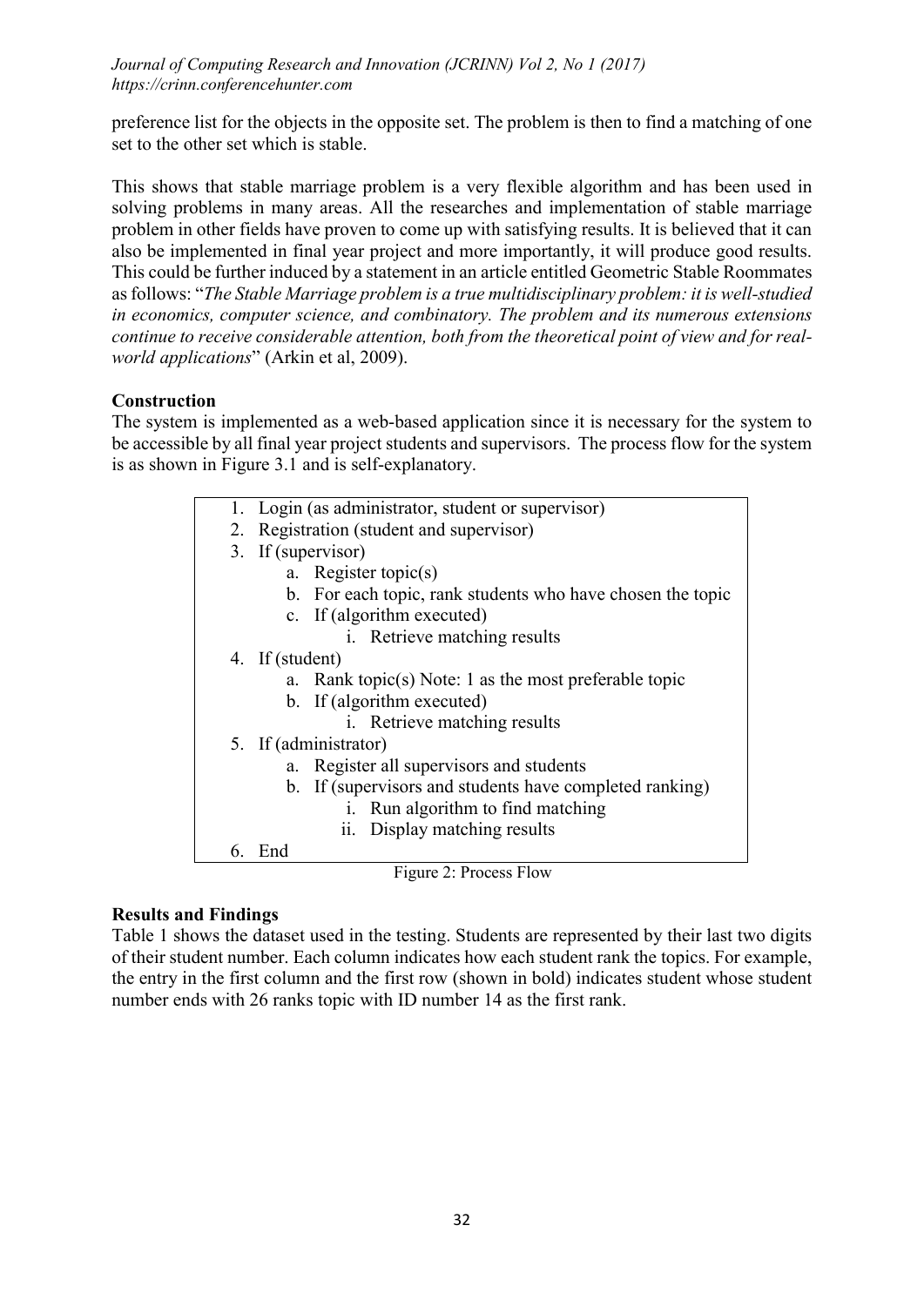preference list for the objects in the opposite set. The problem is then to find a matching of one set to the other set which is stable.

This shows that stable marriage problem is a very flexible algorithm and has been used in solving problems in many areas. All the researches and implementation of stable marriage problem in other fields have proven to come up with satisfying results. It is believed that it can also be implemented in final year project and more importantly, it will produce good results. This could be further induced by a statement in an article entitled Geometric Stable Roommates as follows: "*The Stable Marriage problem is a true multidisciplinary problem: it is well-studied in economics, computer science, and combinatory. The problem and its numerous extensions continue to receive considerable attention, both from the theoretical point of view and for real-world applications*" (Arkin et al, 2009).

**Construction**

The system is implemented as a web-based application since it is necessary for the system to be accessible by all final year project students and supervisors. The process flow for the system is as shown in Figure 3.1 and is self-explanatory.

1. Login (as administrator, student or supervisor)
2. Registration (student and supervisor)
3. If (supervisor)
   a. Register topic(s)
   b. For each topic, rank students who have chosen the topic
   c. If (algorithm executed)
      i. Retrieve matching results
4. If (student)
   a. Rank topic(s) Note: 1 as the most preferable topic
   b. If (algorithm executed)
      i. Retrieve matching results
5. If (administrator)
   a. Register all supervisors and students
   b. If (supervisors and students have completed ranking)
      i. Run algorithm to find matching
      ii. Display matching results
6. End

Figure 2: Process Flow

**Results and Findings**

Table 1 shows the dataset used in the testing. Students are represented by their last two digits of their student number. Each column indicates how each student rank the topics. For example, the entry in the first column and the first row (shown in bold) indicates student whose student number ends with 26 ranks topic with ID number 14 as the first rank.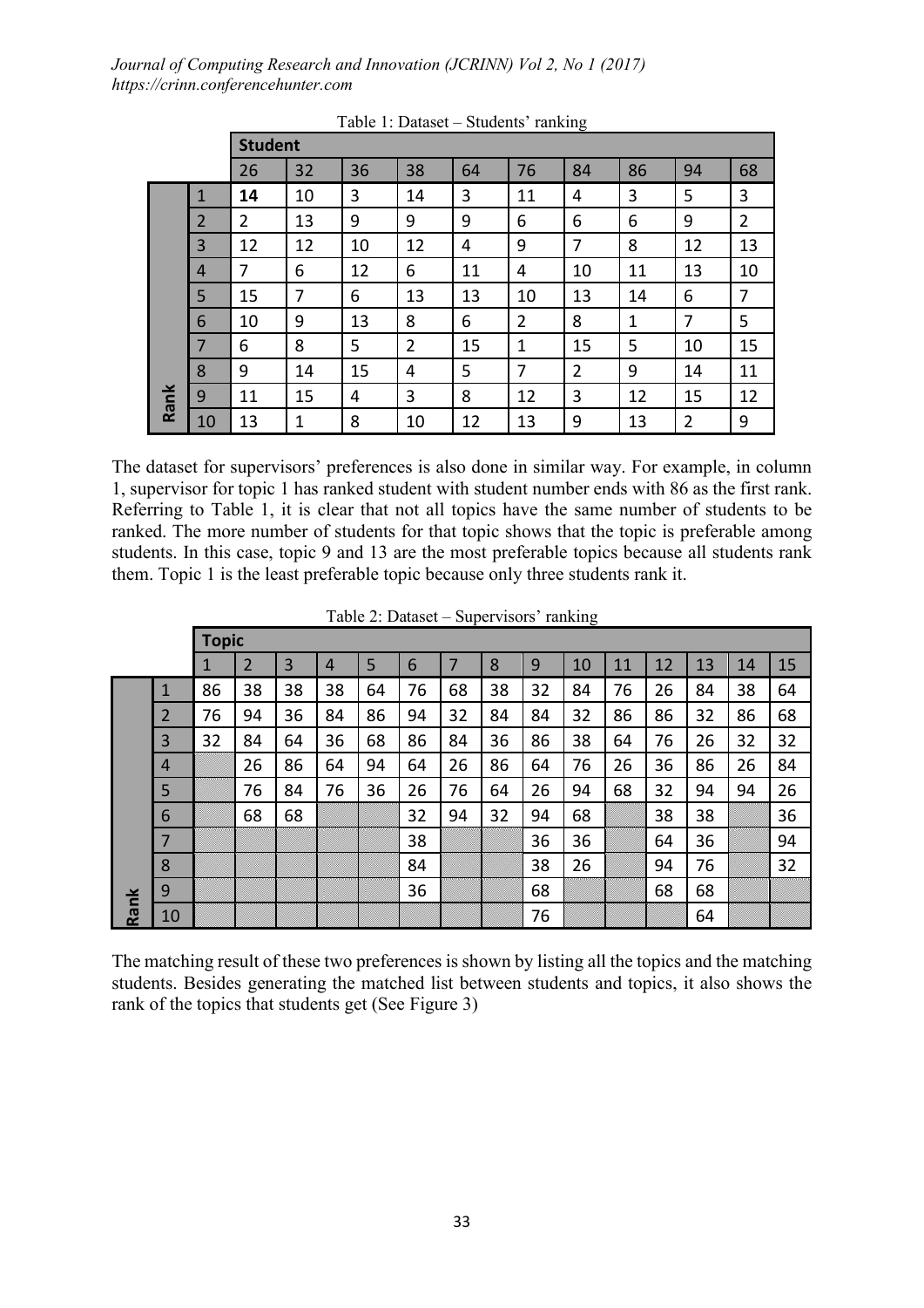Table 1: Dataset – Students' ranking

| | | Student | | | | | | | | | |
|---|---|---|---|---|---|---|---|---|---|---|---|
| | | 26 | 32 | 36 | 38 | 64 | 76 | 84 | 86 | 94 | 68 |
| Rank | 1 | **14** | 10 | 3 | 14 | 3 | 11 | 4 | 3 | 5 | 3 |
| | 2 | 2 | 13 | 9 | 9 | 9 | 6 | 6 | 6 | 9 | 2 |
| | 3 | 12 | 12 | 10 | 12 | 4 | 9 | 7 | 8 | 12 | 13 |
| | 4 | 7 | 6 | 12 | 6 | 11 | 4 | 10 | 11 | 13 | 10 |
| | 5 | 15 | 7 | 6 | 13 | 13 | 10 | 13 | 14 | 6 | 7 |
| | 6 | 10 | 9 | 13 | 8 | 6 | 2 | 8 | 1 | 7 | 5 |
| | 7 | 6 | 8 | 5 | 2 | 15 | 1 | 15 | 5 | 10 | 15 |
| | 8 | 9 | 14 | 15 | 4 | 5 | 7 | 2 | 9 | 14 | 11 |
| | 9 | 11 | 15 | 4 | 3 | 8 | 12 | 3 | 12 | 15 | 12 |
| | 10 | 13 | 1 | 8 | 10 | 12 | 13 | 9 | 13 | 2 | 9 |

The dataset for supervisors' preferences is also done in similar way. For example, in column 1, supervisor for topic 1 has ranked student with student number ends with 86 as the first rank. Referring to Table 1, it is clear that not all topics have the same number of students to be ranked. The more number of students for that topic shows that the topic is preferable among students. In this case, topic 9 and 13 are the most preferable topics because all students rank them. Topic 1 is the least preferable topic because only three students rank it.

Table 2: Dataset – Supervisors' ranking

| | | Topic | | | | | | | | | | | | | | |
|---|---|---|---|---|---|---|---|---|---|---|---|---|---|---|---|---|
| | | 1 | 2 | 3 | 4 | 5 | 6 | 7 | 8 | 9 | 10 | 11 | 12 | 13 | 14 | 15 |
| Rank | 1 | 86 | 38 | 38 | 38 | 64 | 76 | 68 | 38 | 32 | 84 | 76 | 26 | 84 | 38 | 64 |
| | 2 | 76 | 94 | 36 | 84 | 86 | 94 | 32 | 84 | 84 | 32 | 86 | 86 | 32 | 86 | 68 |
| | 3 | 32 | 84 | 64 | 36 | 68 | 86 | 84 | 36 | 86 | 38 | 64 | 76 | 26 | 32 | 32 |
| | 4 | | 26 | 86 | 64 | 94 | 64 | 26 | 86 | 64 | 76 | 26 | 36 | 86 | 26 | 84 |
| | 5 | | 76 | 84 | 76 | 36 | 26 | 76 | 64 | 26 | 94 | 68 | 32 | 94 | 94 | 26 |
| | 6 | | 68 | 68 | | | 32 | 94 | 32 | 94 | 68 | | 38 | 38 | | 36 |
| | 7 | | | | | | 38 | | | 36 | 36 | | 64 | 36 | | 94 |
| | 8 | | | | | | 84 | | | 38 | 26 | | 94 | 76 | | 32 |
| | 9 | | | | | | 36 | | | 68 | | | 68 | 68 | | |
| | 10 | | | | | | | | | 76 | | | | 64 | | |

The matching result of these two preferences is shown by listing all the topics and the matching students. Besides generating the matched list between students and topics, it also shows the rank of the topics that students get (See Figure 3)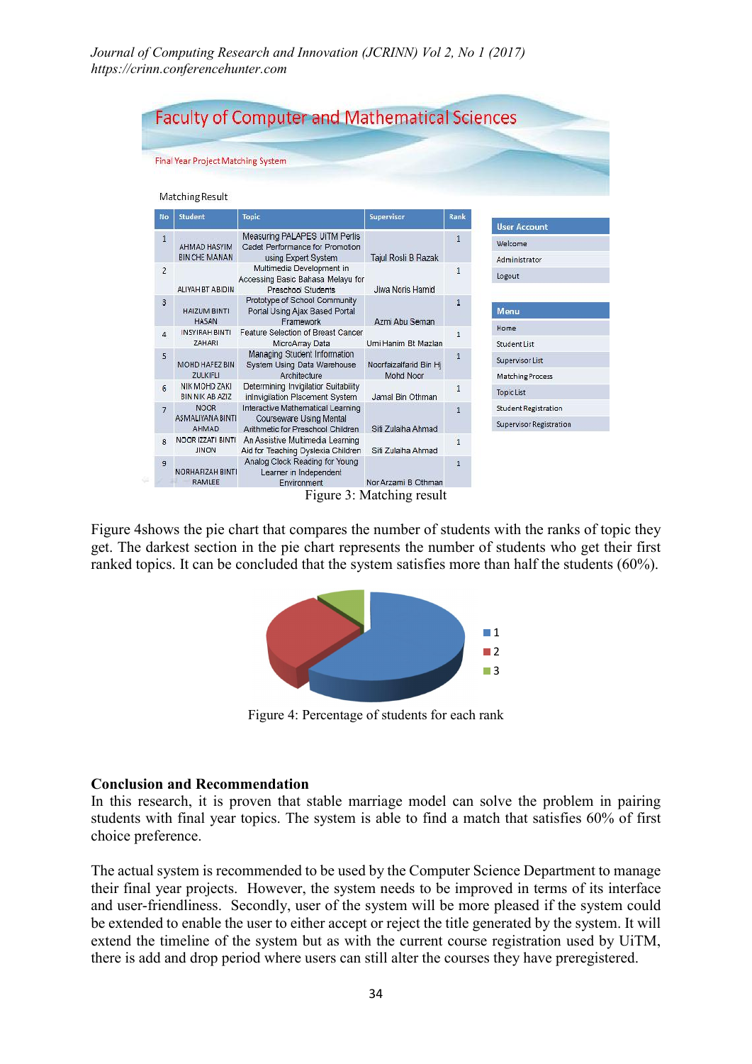Faculty of Computer and Mathematical Sciences

Final Year Project Matching System

Matching Result

| No | Student | Topic | Supervisor | Rank |
|---|---|---|---|---|
| 1 | AHMAD HASYIM BIN CHE MANAN | Measuring PALAPES UiTM Perlis Cadet Performance for Promotion using Expert System | Tajul Rosli B Razak | 1 |
| 2 | ALIYAH BT ABIDIN | Multimedia Development in Accessing Basic Bahasa Melayu for Preschool Students | Jiwa Noris Hamid | 1 |
| 3 | HAIZUM BINTI HASAN | Prototype of School Community Portal Using Ajax Based Portal Framework | Azmi Abu Seman | 1 |
| 4 | INSYIRAH BINTI ZAHARI | Feature Selection of Breast Cancer MicroArray Data | Umi Hanim Bt Mazlan | 1 |
| 5 | MOHD HAFEZ BIN ZULKIFLI | Managing Student Information System Using Data Warehouse Architecture | Noorfaizalfarid Bin Hj Mohd Noor | 1 |
| 6 | NIK MOHD ZAKI BIN NIK AB AZIZ | Determining Invigilator Suitability inInvigilation Placement System | Jamal Bin Othman | 1 |
| 7 | NOOR ASMALIYANA BINTI AHMAD | Interactive Mathematical Learning Courseware Using Mental Arithmetic for Preschool Children | Siti Zulaiha Ahmad | 1 |
| 8 | NOOR IZZATI BINTI JINON | An Assistive Multimedia Learning Aid for Teaching Dyslexia Children | Siti Zulaiha Ahmad | 1 |
| 9 | NORHAFIZAH BINTI RAMLEE | Analog Clock Reading for Young Learner in Independent Environment | Nor Azmi B Othman | 1 |

Figure 3: Matching result

Figure 4shows the pie chart that compares the number of students with the ranks of topic they get. The darkest section in the pie chart represents the number of students who get their first ranked topics. It can be concluded that the system satisfies more than half the students (60%).

Figure 4: Percentage of students for each rank

**Conclusion and Recommendation**

In this research, it is proven that stable marriage model can solve the problem in pairing students with final year topics. The system is able to find a match that satisfies 60% of first choice preference.

The actual system is recommended to be used by the Computer Science Department to manage their final year projects. However, the system needs to be improved in terms of its interface and user-friendliness. Secondly, user of the system will be more pleased if the system could be extended to enable the user to either accept or reject the title generated by the system. It will extend the timeline of the system but as with the current course registration used by UiTM, there is add and drop period where users can still alter the courses they have preregistered.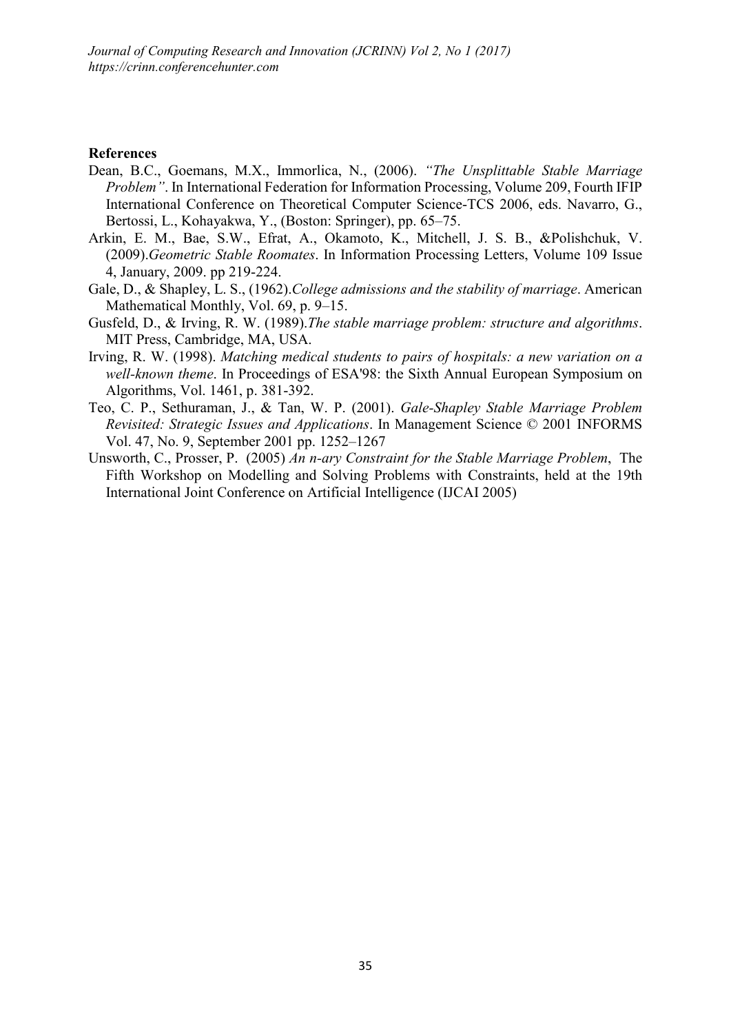**References**

Dean, B.C., Goemans, M.X., Immorlica, N., (2006). *"The Unsplittable Stable Marriage Problem"*. In International Federation for Information Processing, Volume 209, Fourth IFIP International Conference on Theoretical Computer Science-TCS 2006, eds. Navarro, G., Bertossi, L., Kohayakwa, Y., (Boston: Springer), pp. 65–75.

Arkin, E. M., Bae, S.W., Efrat, A., Okamoto, K., Mitchell, J. S. B., &Polishchuk, V. (2009).*Geometric Stable Roomates*. In Information Processing Letters, Volume 109 Issue 4, January, 2009. pp 219-224.

Gale, D., & Shapley, L. S., (1962).*College admissions and the stability of marriage*. American Mathematical Monthly, Vol. 69, p. 9–15.

Gusfeld, D., & Irving, R. W. (1989).*The stable marriage problem: structure and algorithms*. MIT Press, Cambridge, MA, USA.

Irving, R. W. (1998). *Matching medical students to pairs of hospitals: a new variation on a well-known theme*. In Proceedings of ESA'98: the Sixth Annual European Symposium on Algorithms, Vol. 1461, p. 381-392.

Teo, C. P., Sethuraman, J., & Tan, W. P. (2001). *Gale-Shapley Stable Marriage Problem Revisited: Strategic Issues and Applications*. In Management Science © 2001 INFORMS Vol. 47, No. 9, September 2001 pp. 1252–1267

Unsworth, C., Prosser, P. (2005) *An n-ary Constraint for the Stable Marriage Problem*, The Fifth Workshop on Modelling and Solving Problems with Constraints, held at the 19th International Joint Conference on Artificial Intelligence (IJCAI 2005)